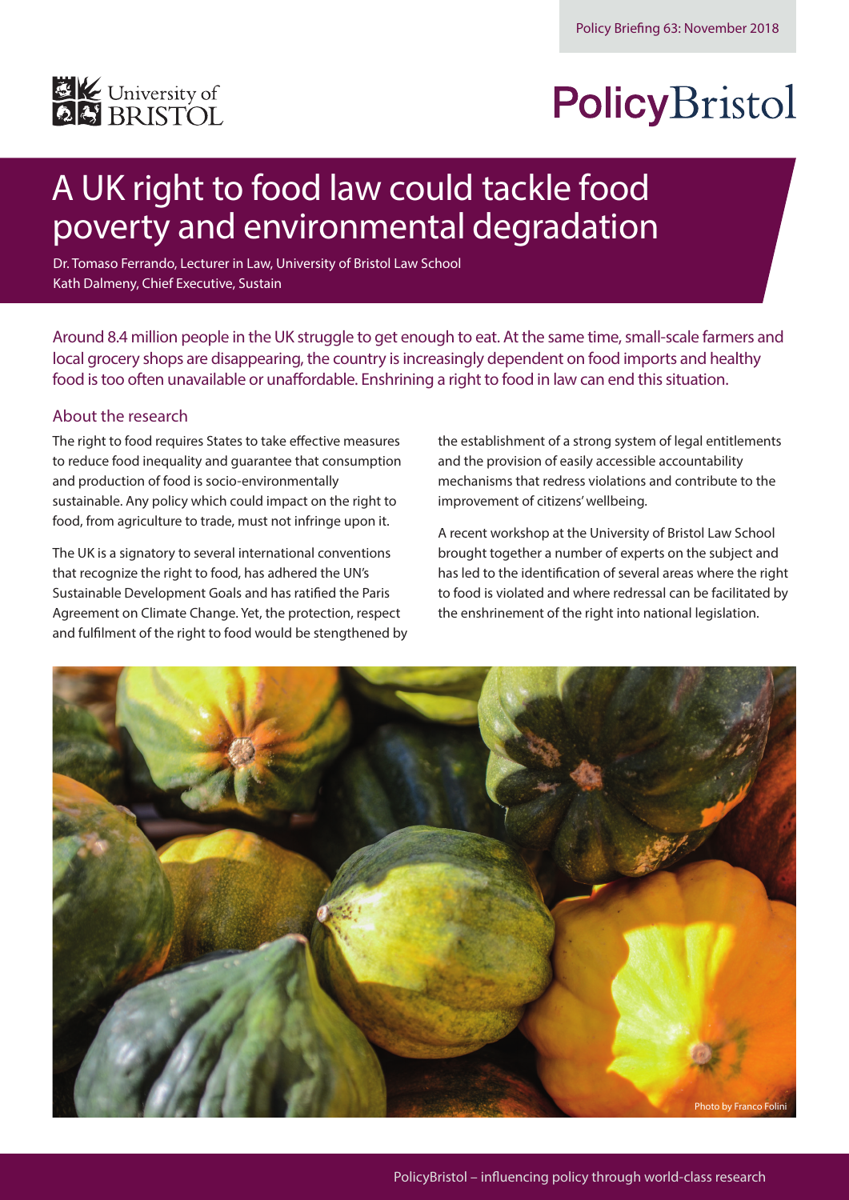Policy Briefing 63: November 2018

University of Bristol

PolicyBristol

# A UK right to food law could tackle food poverty and environmental degradation

Dr. Tomaso Ferrando, Lecturer in Law, University of Bristol Law School
Kath Dalmeny, Chief Executive, Sustain

Around 8.4 million people in the UK struggle to get enough to eat. At the same time, small-scale farmers and local grocery shops are disappearing, the country is increasingly dependent on food imports and healthy food is too often unavailable or unaffordable. Enshrining a right to food in law can end this situation.

## About the research

The right to food requires States to take effective measures to reduce food inequality and guarantee that consumption and production of food is socio-environmentally sustainable. Any policy which could impact on the right to food, from agriculture to trade, must not infringe upon it.

The UK is a signatory to several international conventions that recognize the right to food, has adhered the UN's Sustainable Development Goals and has ratified the Paris Agreement on Climate Change. Yet, the protection, respect and fulfilment of the right to food would be stengthened by the establishment of a strong system of legal entitlements and the provision of easily accessible accountability mechanisms that redress violations and contribute to the improvement of citizens' wellbeing.

A recent workshop at the University of Bristol Law School brought together a number of experts on the subject and has led to the identification of several areas where the right to food is violated and where redressal can be facilitated by the enshrinement of the right into national legislation.

Photo by Franco Folini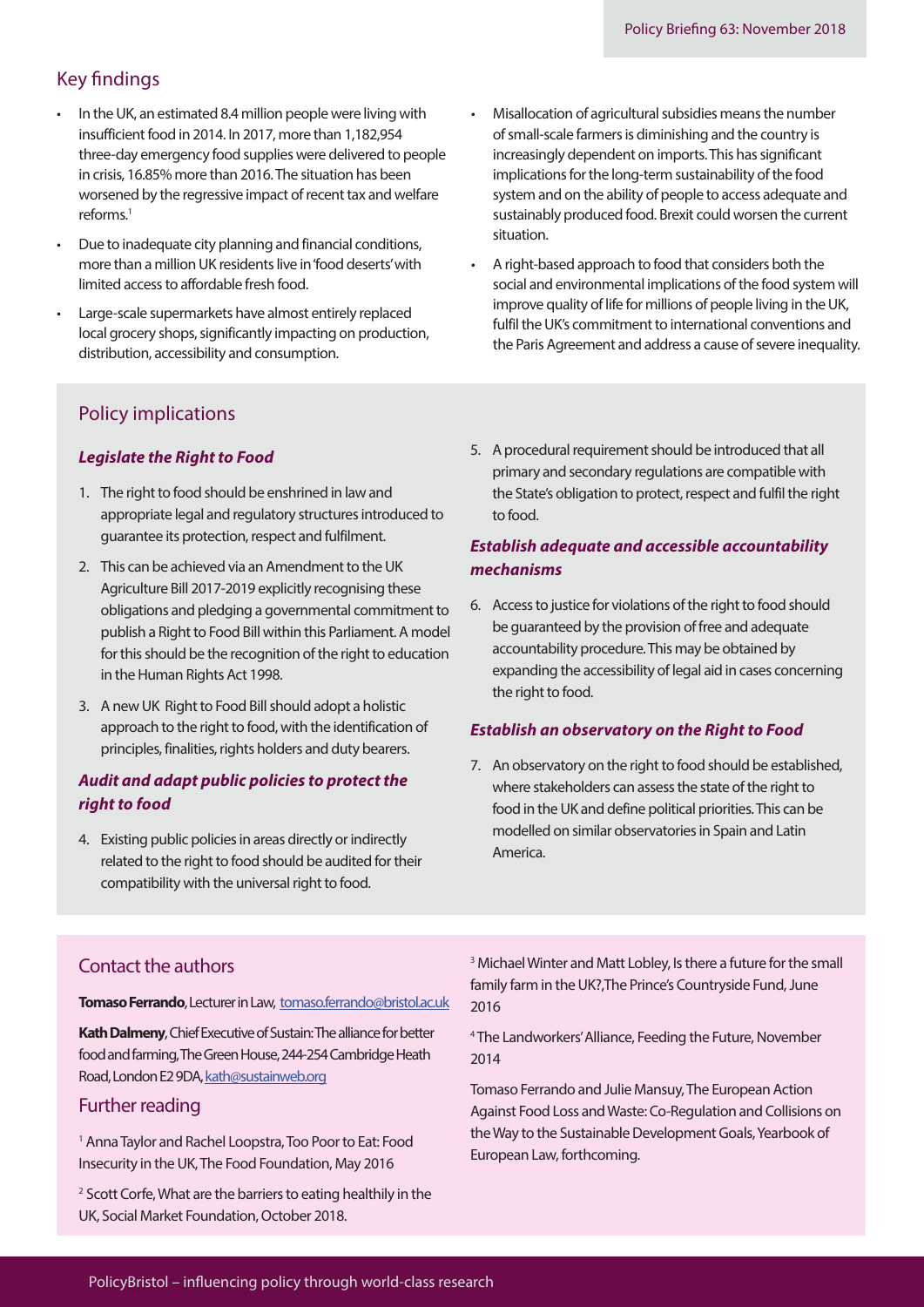## Key findings

- In the UK, an estimated 8.4 million people were living with insufficient food in 2014. In 2017, more than 1,182,954 three-day emergency food supplies were delivered to people in crisis, 16.85% more than 2016. The situation has been worsened by the regressive impact of recent tax and welfare reforms.[1]
- Due to inadequate city planning and financial conditions, more than a million UK residents live in 'food deserts' with limited access to affordable fresh food.
- Large-scale supermarkets have almost entirely replaced local grocery shops, significantly impacting on production, distribution, accessibility and consumption.
- Misallocation of agricultural subsidies means the number of small-scale farmers is diminishing and the country is increasingly dependent on imports. This has significant implications for the long-term sustainability of the food system and on the ability of people to access adequate and sustainably produced food. Brexit could worsen the current situation.
- A right-based approach to food that considers both the social and environmental implications of the food system will improve quality of life for millions of people living in the UK, fulfil the UK's commitment to international conventions and the Paris Agreement and address a cause of severe inequality.

## Policy implications

### *Legislate the Right to Food*

1. The right to food should be enshrined in law and appropriate legal and regulatory structures introduced to guarantee its protection, respect and fulfilment.
2. This can be achieved via an Amendment to the UK Agriculture Bill 2017-2019 explicitly recognising these obligations and pledging a governmental commitment to publish a Right to Food Bill within this Parliament. A model for this should be the recognition of the right to education in the Human Rights Act 1998.
3. A new UK Right to Food Bill should adopt a holistic approach to the right to food, with the identification of principles, finalities, rights holders and duty bearers.

### *Audit and adapt public policies to protect the right to food*

4. Existing public policies in areas directly or indirectly related to the right to food should be audited for their compatibility with the universal right to food.
5. A procedural requirement should be introduced that all primary and secondary regulations are compatible with the State's obligation to protect, respect and fulfil the right to food.

### *Establish adequate and accessible accountability mechanisms*

6. Access to justice for violations of the right to food should be guaranteed by the provision of free and adequate accountability procedure. This may be obtained by expanding the accessibility of legal aid in cases concerning the right to food.

### *Establish an observatory on the Right to Food*

7. An observatory on the right to food should be established, where stakeholders can assess the state of the right to food in the UK and define political priorities. This can be modelled on similar observatories in Spain and Latin America.

## Contact the authors

**Tomaso Ferrando**, Lecturer in Law, tomaso.ferrando@bristol.ac.uk

**Kath Dalmeny**, Chief Executive of Sustain: The alliance for better food and farming, The Green House, 244-254 Cambridge Heath Road, London E2 9DA, kath@sustainweb.org

## Further reading

[1] Anna Taylor and Rachel Loopstra, Too Poor to Eat: Food Insecurity in the UK, The Food Foundation, May 2016

[2] Scott Corfe, What are the barriers to eating healthily in the UK, Social Market Foundation, October 2018.

[3] Michael Winter and Matt Lobley, Is there a future for the small family farm in the UK?, The Prince's Countryside Fund, June 2016

[4] The Landworkers' Alliance, Feeding the Future, November 2014

Tomaso Ferrando and Julie Mansuy, The European Action Against Food Loss and Waste: Co-Regulation and Collisions on the Way to the Sustainable Development Goals, Yearbook of European Law, forthcoming.